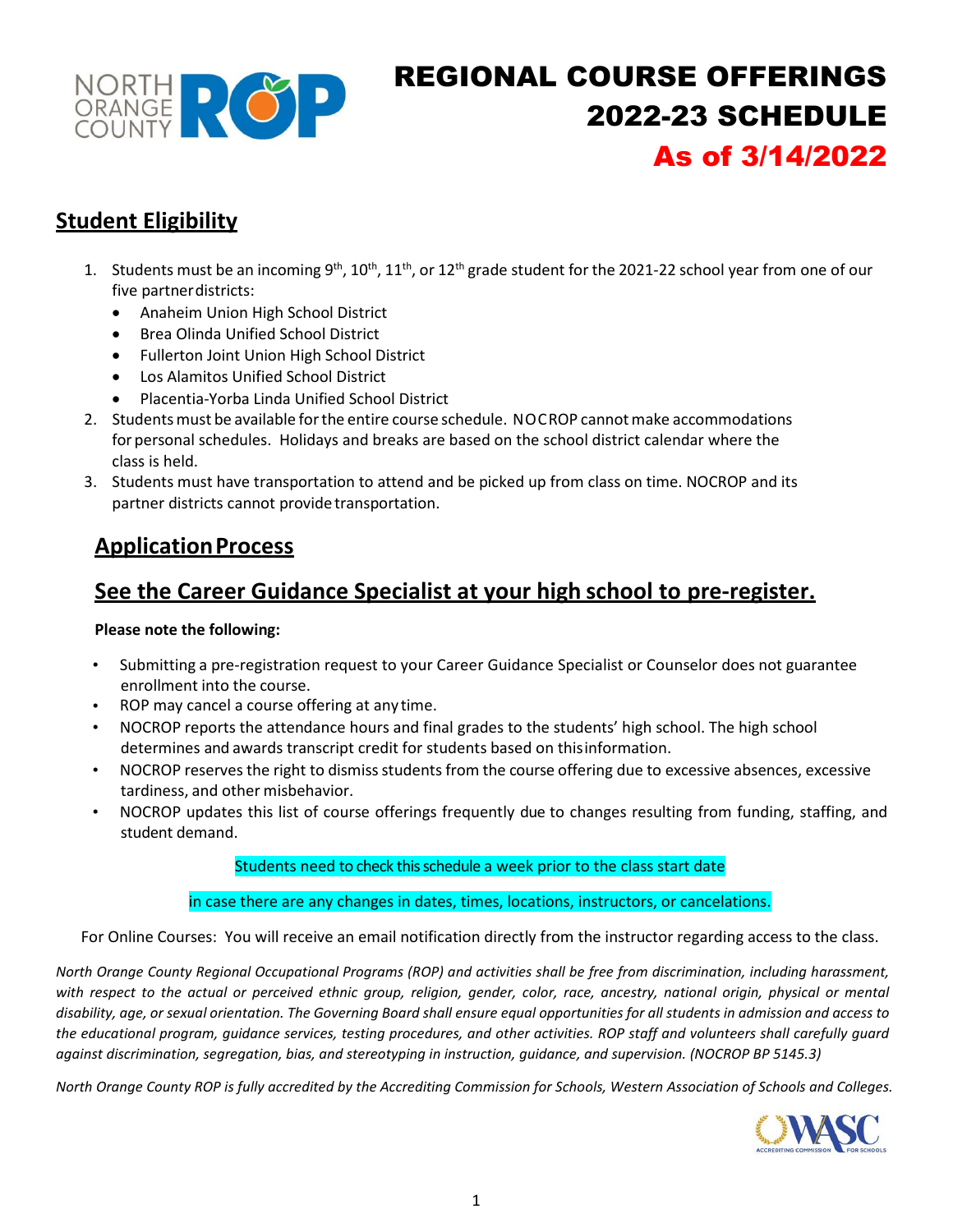# REGIONAL COURSE OFFERINGS 2022-23 SCHEDULE

## As of 3/14/2022

## Student Eligibility

1. Students must be an incoming 9th, 10th, 11th, or 12th grade student for the 2021-22 school year from one of our five partner districts:
   - Anaheim Union High School District
   - Brea Olinda Unified School District
   - Fullerton Joint Union High School District
   - Los Alamitos Unified School District
   - Placentia-Yorba Linda Unified School District
2. Students must be available for the entire course schedule. NOCROP cannot make accommodations for personal schedules. Holidays and breaks are based on the school district calendar where the class is held.
3. Students must have transportation to attend and be picked up from class on time. NOCROP and its partner districts cannot provide transportation.

## Application Process

## See the Career Guidance Specialist at your high school to pre-register.

**Please note the following:**

- Submitting a pre-registration request to your Career Guidance Specialist or Counselor does not guarantee enrollment into the course.
- ROP may cancel a course offering at any time.
- NOCROP reports the attendance hours and final grades to the students' high school. The high school determines and awards transcript credit for students based on this information.
- NOCROP reserves the right to dismiss students from the course offering due to excessive absences, excessive tardiness, and other misbehavior.
- NOCROP updates this list of course offerings frequently due to changes resulting from funding, staffing, and student demand.

Students need to check this schedule a week prior to the class start date

in case there are any changes in dates, times, locations, instructors, or cancelations.

For Online Courses: You will receive an email notification directly from the instructor regarding access to the class.

*North Orange County Regional Occupational Programs (ROP) and activities shall be free from discrimination, including harassment, with respect to the actual or perceived ethnic group, religion, gender, color, race, ancestry, national origin, physical or mental disability, age, or sexual orientation. The Governing Board shall ensure equal opportunities for all students in admission and access to the educational program, guidance services, testing procedures, and other activities. ROP staff and volunteers shall carefully guard against discrimination, segregation, bias, and stereotyping in instruction, guidance, and supervision. (NOCROP BP 5145.3)*

*North Orange County ROP is fully accredited by the Accrediting Commission for Schools, Western Association of Schools and Colleges.*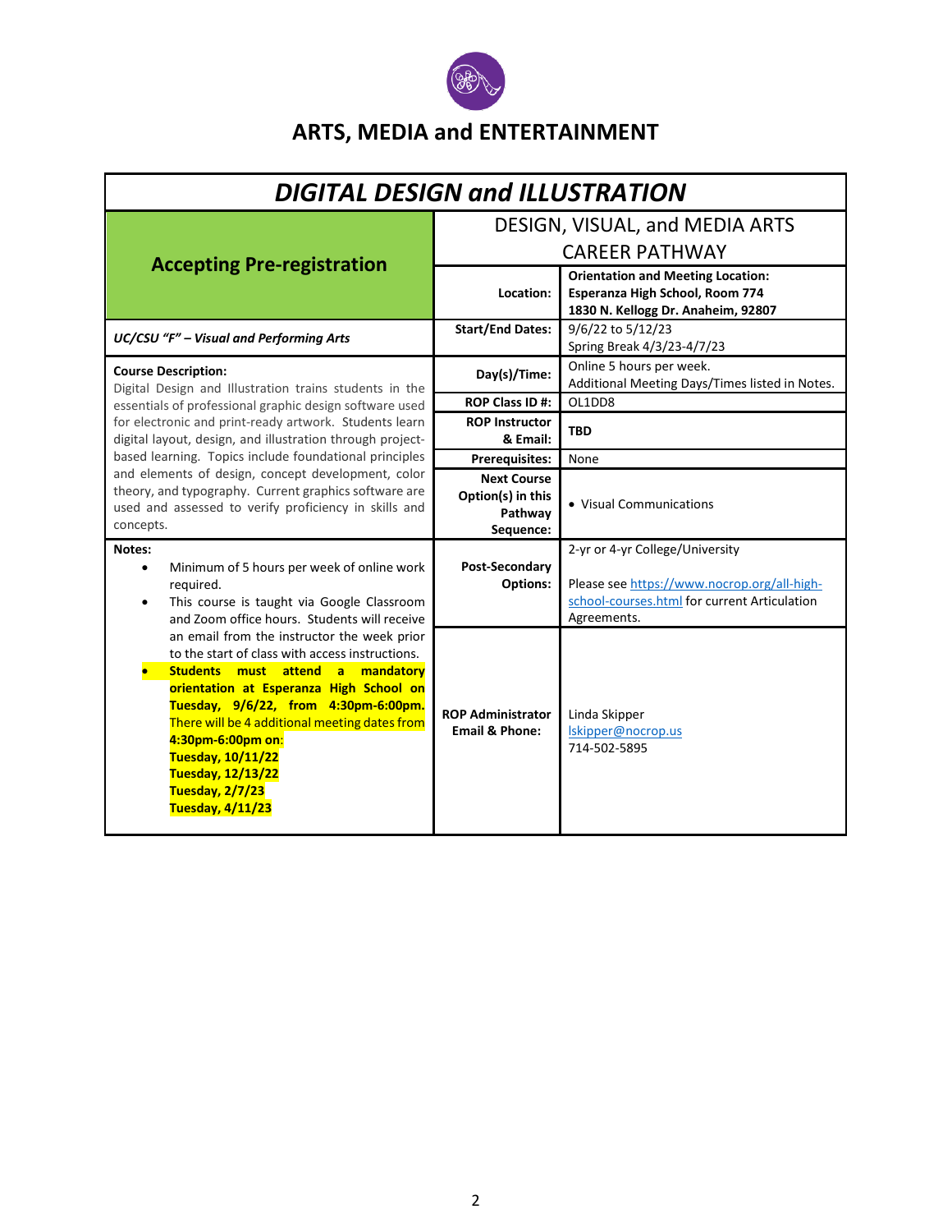# ARTS, MEDIA and ENTERTAINMENT

## *DIGITAL DESIGN and ILLUSTRATION*

| | | |
|---|---|---|
| **Accepting Pre-registration** | DESIGN, VISUAL, and MEDIA ARTS CAREER PATHWAY | |
| | **Location:** | **Orientation and Meeting Location: Esperanza High School, Room 774 1830 N. Kellogg Dr. Anaheim, 92807** |
| ***UC/CSU "F" – Visual and Performing Arts*** | **Start/End Dates:** | 9/6/22 to 5/12/23 Spring Break 4/3/23-4/7/23 |
| **Course Description:** Digital Design and Illustration trains students in the essentials of professional graphic design software used for electronic and print-ready artwork. Students learn digital layout, design, and illustration through project-based learning. Topics include foundational principles and elements of design, concept development, color theory, and typography. Current graphics software are used and assessed to verify proficiency in skills and concepts. | **Day(s)/Time:** | Online 5 hours per week. Additional Meeting Days/Times listed in Notes. |
| | **ROP Class ID #:** | OL1DD8 |
| | **ROP Instructor & Email:** | **TBD** |
| | **Prerequisites:** | None |
| | **Next Course Option(s) in this Pathway Sequence:** | • Visual Communications |
| **Notes:** <br>• Minimum of 5 hours per week of online work required. <br>• This course is taught via Google Classroom and Zoom office hours. Students will receive an email from the instructor the week prior to the start of class with access instructions. <br>• **Students must attend a mandatory orientation at Esperanza High School on Tuesday, 9/6/22, from 4:30pm-6:00pm.** There will be 4 additional meeting dates from **4:30pm-6:00pm on**: **Tuesday, 10/11/22** **Tuesday, 12/13/22** **Tuesday, 2/7/23** **Tuesday, 4/11/23** | **Post-Secondary Options:** | 2-yr or 4-yr College/University <br>Please see https://www.nocrop.org/all-high-school-courses.html for current Articulation Agreements. |
| | **ROP Administrator Email & Phone:** | Linda Skipper lskipper@nocrop.us 714-502-5895 |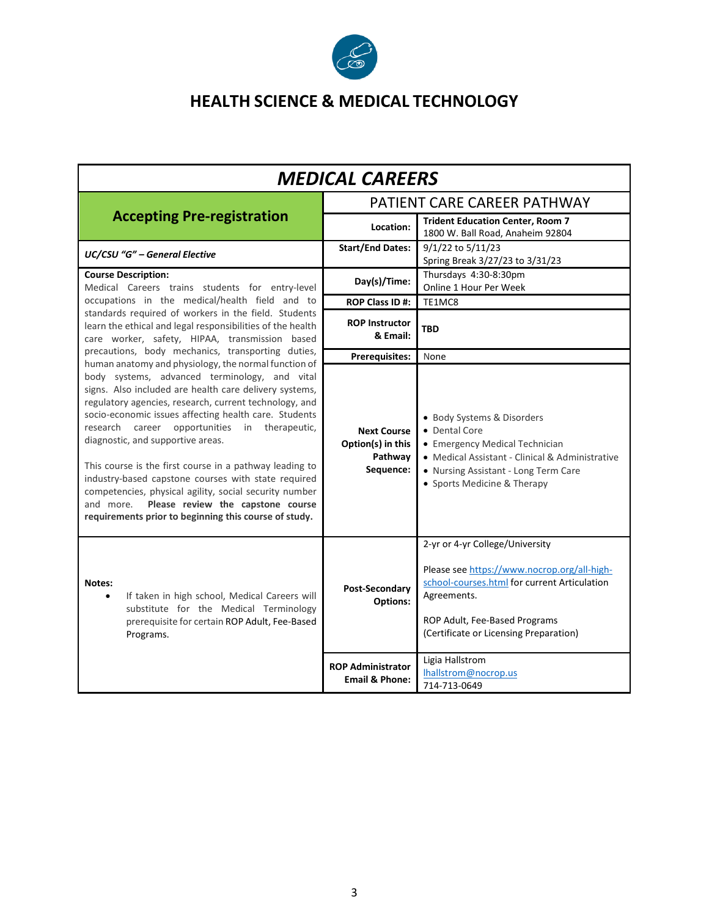# HEALTH SCIENCE & MEDICAL TECHNOLOGY

## *MEDICAL CAREERS*

| | | |
|---|---|---|
| **Accepting Pre-registration** | | PATIENT CARE CAREER PATHWAY |
| | **Location:** | **Trident Education Center, Room 7** 1800 W. Ball Road, Anaheim 92804 |
| ***UC/CSU "G" – General Elective*** | **Start/End Dates:** | 9/1/22 to 5/11/23 Spring Break 3/27/23 to 3/31/23 |
| **Course Description:** Medical Careers trains students for entry-level occupations in the medical/health field and to standards required of workers in the field. Students learn the ethical and legal responsibilities of the health care worker, safety, HIPAA, transmission based precautions, body mechanics, transporting duties, human anatomy and physiology, the normal function of body systems, advanced terminology, and vital signs. Also included are health care delivery systems, regulatory agencies, research, current technology, and socio-economic issues affecting health care. Students research career opportunities in therapeutic, diagnostic, and supportive areas. <br><br> This course is the first course in a pathway leading to industry-based capstone courses with state required competencies, physical agility, social security number and more. **Please review the capstone course requirements prior to beginning this course of study.** | **Day(s)/Time:** | Thursdays 4:30-8:30pm Online 1 Hour Per Week |
| | **ROP Class ID #:** | TE1MC8 |
| | **ROP Instructor & Email:** | **TBD** |
| | **Prerequisites:** | None |
| | **Next Course Option(s) in this Pathway Sequence:** | • Body Systems & Disorders<br>• Dental Core<br>• Emergency Medical Technician<br>• Medical Assistant - Clinical & Administrative<br>• Nursing Assistant - Long Term Care<br>• Sports Medicine & Therapy |
| **Notes:**<br>• If taken in high school, Medical Careers will substitute for the Medical Terminology prerequisite for certain ROP Adult, Fee-Based Programs. | **Post-Secondary Options:** | 2-yr or 4-yr College/University<br><br>Please see https://www.nocrop.org/all-high-school-courses.html for current Articulation Agreements.<br><br>ROP Adult, Fee-Based Programs (Certificate or Licensing Preparation) |
| | **ROP Administrator Email & Phone:** | Ligia Hallstrom lhallstrom@nocrop.us 714-713-0649 |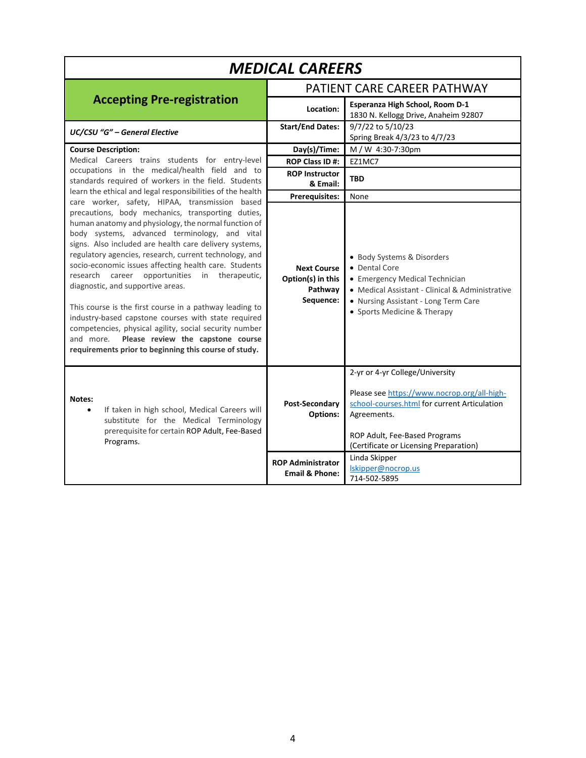# MEDICAL CAREERS

## PATIENT CARE CAREER PATHWAY

**Accepting Pre-registration**

***UC/CSU "G" – General Elective***

**Course Description:**
Medical Careers trains students for entry-level occupations in the medical/health field and to standards required of workers in the field. Students learn the ethical and legal responsibilities of the health care worker, safety, HIPAA, transmission based precautions, body mechanics, transporting duties, human anatomy and physiology, the normal function of body systems, advanced terminology, and vital signs. Also included are health care delivery systems, regulatory agencies, research, current technology, and socio-economic issues affecting health care. Students research career opportunities in therapeutic, diagnostic, and supportive areas.

This course is the first course in a pathway leading to industry-based capstone courses with state required competencies, physical agility, social security number and more. **Please review the capstone course requirements prior to beginning this course of study.**

**Notes:**

- If taken in high school, Medical Careers will substitute for the Medical Terminology prerequisite for certain ROP Adult, Fee-Based Programs.

| | |
|---|---|
| **Location:** | **Esperanza High School, Room D-1**<br>1830 N. Kellogg Drive, Anaheim 92807 |
| **Start/End Dates:** | 9/7/22 to 5/10/23<br>Spring Break 4/3/23 to 4/7/23 |
| **Day(s)/Time:** | M / W 4:30-7:30pm |
| **ROP Class ID #:** | EZ1MC7 |
| **ROP Instructor & Email:** | **TBD** |
| **Prerequisites:** | None |
| **Next Course Option(s) in this Pathway Sequence:** | • Body Systems & Disorders<br>• Dental Core<br>• Emergency Medical Technician<br>• Medical Assistant - Clinical & Administrative<br>• Nursing Assistant - Long Term Care<br>• Sports Medicine & Therapy |
| **Post-Secondary Options:** | 2-yr or 4-yr College/University<br><br>Please see https://www.nocrop.org/all-high-school-courses.html for current Articulation Agreements.<br><br>ROP Adult, Fee-Based Programs<br>(Certificate or Licensing Preparation) |
| **ROP Administrator Email & Phone:** | Linda Skipper<br>lskipper@nocrop.us<br>714-502-5895 |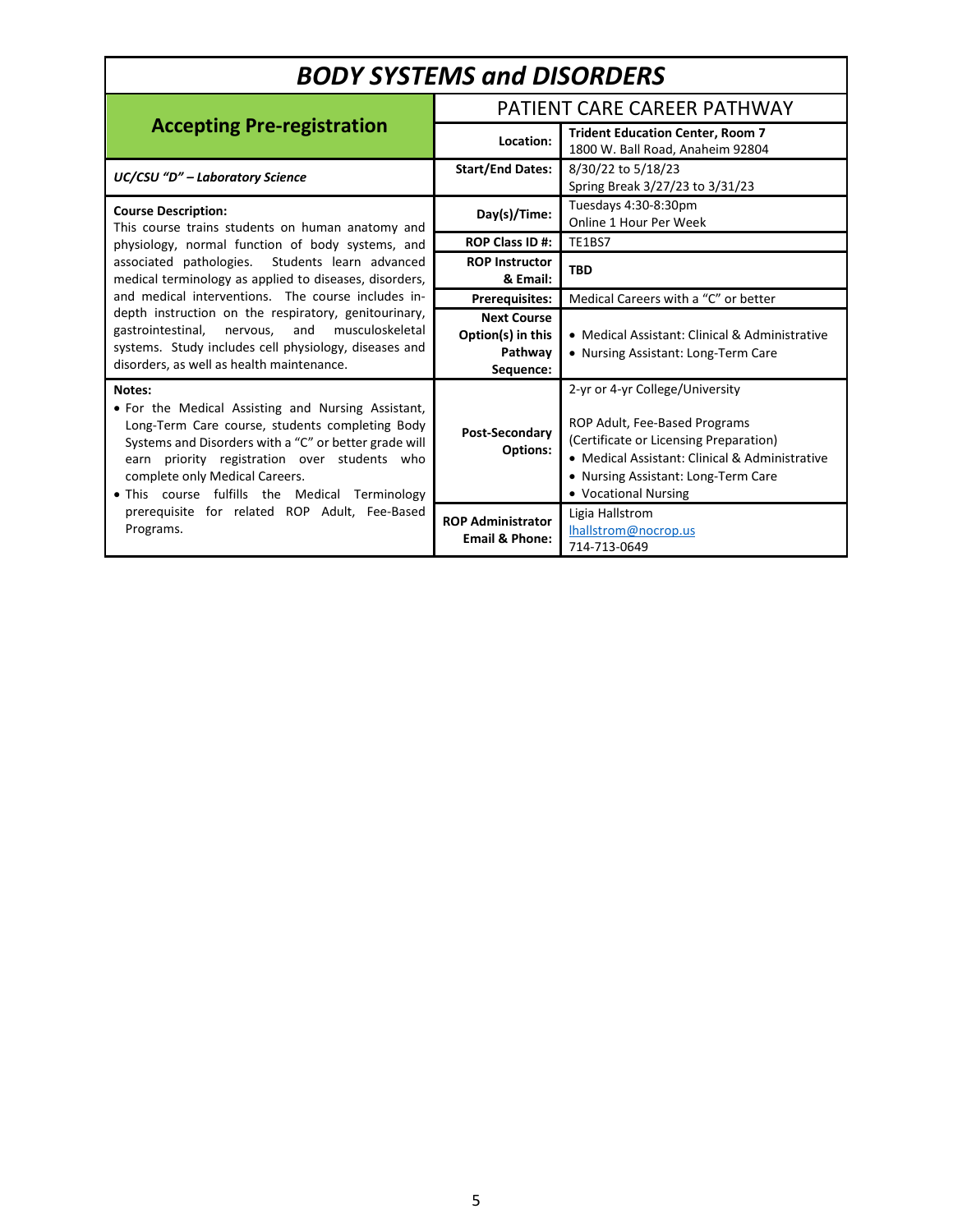# BODY SYSTEMS and DISORDERS

## Accepting Pre-registration

*UC/CSU "D" – Laboratory Science*

**Course Description:**
This course trains students on human anatomy and physiology, normal function of body systems, and associated pathologies. Students learn advanced medical terminology as applied to diseases, disorders, and medical interventions. The course includes in-depth instruction on the respiratory, genitourinary, gastrointestinal, nervous, and musculoskeletal systems. Study includes cell physiology, diseases and disorders, as well as health maintenance.

**Notes:**

- For the Medical Assisting and Nursing Assistant, Long-Term Care course, students completing Body Systems and Disorders with a "C" or better grade will earn priority registration over students who complete only Medical Careers.
- This course fulfills the Medical Terminology prerequisite for related ROP Adult, Fee-Based Programs.

## PATIENT CARE CAREER PATHWAY

| | |
|---|---|
| **Location:** | **Trident Education Center, Room 7**<br>1800 W. Ball Road, Anaheim 92804 |
| **Start/End Dates:** | 8/30/22 to 5/18/23<br>Spring Break 3/27/23 to 3/31/23 |
| **Day(s)/Time:** | Tuesdays 4:30-8:30pm<br>Online 1 Hour Per Week |
| **ROP Class ID #:** | TE1BS7 |
| **ROP Instructor & Email:** | **TBD** |
| **Prerequisites:** | Medical Careers with a "C" or better |
| **Next Course Option(s) in this Pathway Sequence:** | • Medical Assistant: Clinical & Administrative<br>• Nursing Assistant: Long-Term Care |
| **Post-Secondary Options:** | 2-yr or 4-yr College/University<br><br>ROP Adult, Fee-Based Programs<br>(Certificate or Licensing Preparation)<br>• Medical Assistant: Clinical & Administrative<br>• Nursing Assistant: Long-Term Care<br>• Vocational Nursing |
| **ROP Administrator Email & Phone:** | Ligia Hallstrom<br>lhallstrom@nocrop.us<br>714-713-0649 |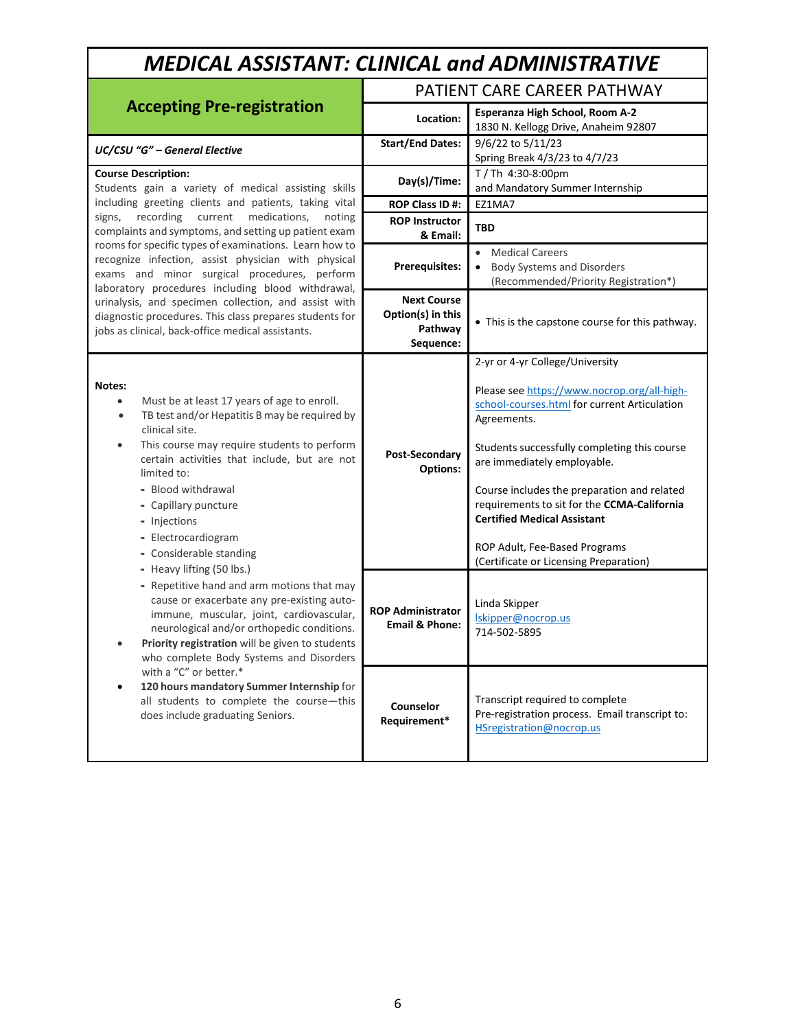# MEDICAL ASSISTANT: CLINICAL and ADMINISTRATIVE

## Accepting Pre-registration

**PATIENT CARE CAREER PATHWAY**

***UC/CSU "G" – General Elective***

**Course Description:**
Students gain a variety of medical assisting skills including greeting clients and patients, taking vital signs, recording current medications, noting complaints and symptoms, and setting up patient exam rooms for specific types of examinations. Learn how to recognize infection, assist physician with physical exams and minor surgical procedures, perform laboratory procedures including blood withdrawal, urinalysis, and specimen collection, and assist with diagnostic procedures. This class prepares students for jobs as clinical, back-office medical assistants.

| | |
|---|---|
| **Location:** | **Esperanza High School, Room A-2**<br>1830 N. Kellogg Drive, Anaheim 92807 |
| **Start/End Dates:** | 9/6/22 to 5/11/23<br>Spring Break 4/3/23 to 4/7/23 |
| **Day(s)/Time:** | T / Th 4:30-8:00pm<br>and Mandatory Summer Internship |
| **ROP Class ID #:** | EZ1MA7 |
| **ROP Instructor & Email:** | **TBD** |
| **Prerequisites:** | • Medical Careers<br>• Body Systems and Disorders (Recommended/Priority Registration*) |
| **Next Course Option(s) in this Pathway Sequence:** | • This is the capstone course for this pathway. |
| **Post-Secondary Options:** | 2-yr or 4-yr College/University<br><br>Please see https://www.nocrop.org/all-high-school-courses.html for current Articulation Agreements.<br><br>Students successfully completing this course are immediately employable.<br><br>Course includes the preparation and related requirements to sit for the **CCMA-California Certified Medical Assistant**<br><br>ROP Adult, Fee-Based Programs (Certificate or Licensing Preparation) |
| **ROP Administrator Email & Phone:** | Linda Skipper<br>lskipper@nocrop.us<br>714-502-5895 |
| **Counselor Requirement*** | Transcript required to complete Pre-registration process. Email transcript to: HSregistration@nocrop.us |

**Notes:**

- Must be at least 17 years of age to enroll.
- TB test and/or Hepatitis B may be required by clinical site.
- This course may require students to perform certain activities that include, but are not limited to:
  - Blood withdrawal
  - Capillary puncture
  - Injections
  - Electrocardiogram
  - Considerable standing
  - Heavy lifting (50 lbs.)
  - Repetitive hand and arm motions that may cause or exacerbate any pre-existing auto-immune, muscular, joint, cardiovascular, neurological and/or orthopedic conditions.
- **Priority registration** will be given to students who complete Body Systems and Disorders with a "C" or better.*
- **120 hours mandatory Summer Internship** for all students to complete the course—this does include graduating Seniors.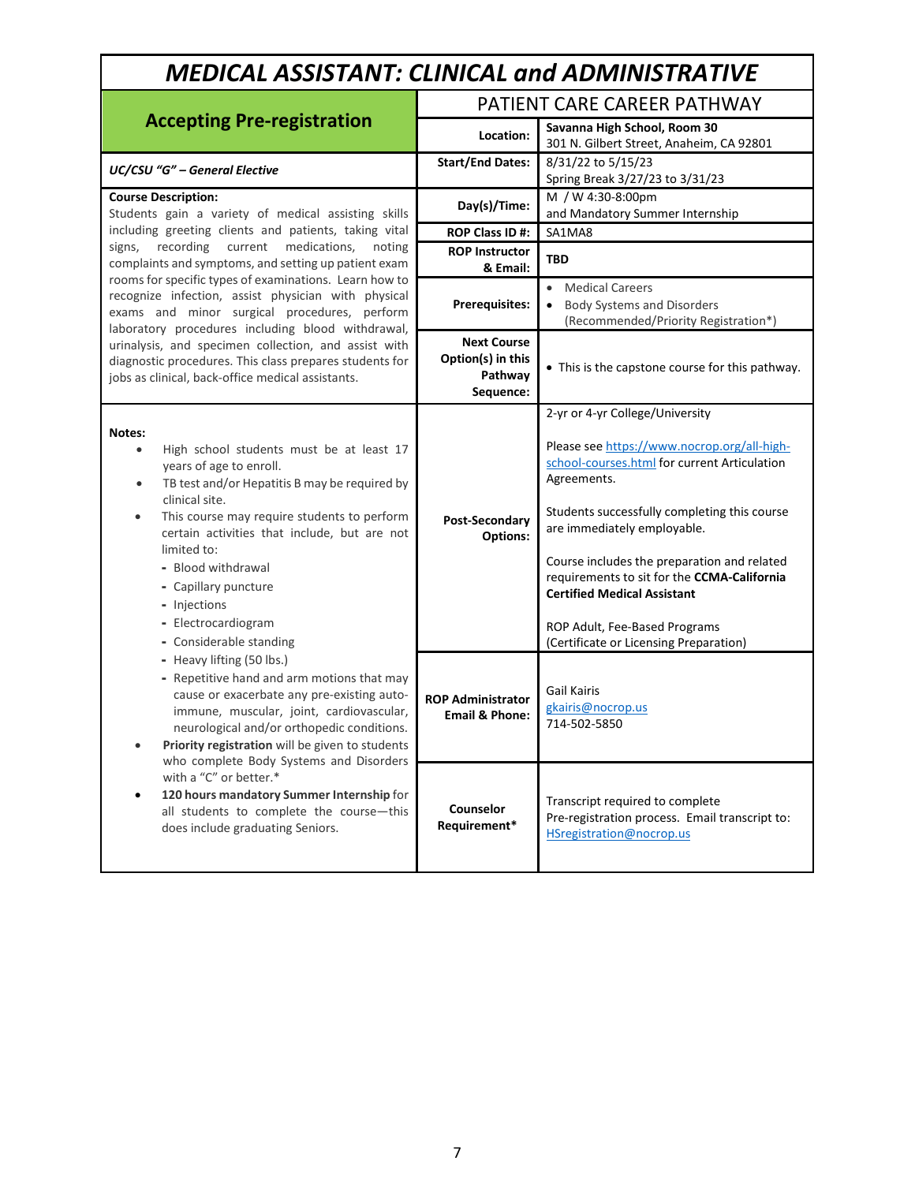# *MEDICAL ASSISTANT: CLINICAL and ADMINISTRATIVE*

## Accepting Pre-registration

***UC/CSU "G" – General Elective***

**Course Description:**
Students gain a variety of medical assisting skills including greeting clients and patients, taking vital signs, recording current medications, noting complaints and symptoms, and setting up patient exam rooms for specific types of examinations. Learn how to recognize infection, assist physician with physical exams and minor surgical procedures, perform laboratory procedures including blood withdrawal, urinalysis, and specimen collection, and assist with diagnostic procedures. This class prepares students for jobs as clinical, back-office medical assistants.

**Notes:**

- High school students must be at least 17 years of age to enroll.
- TB test and/or Hepatitis B may be required by clinical site.
- This course may require students to perform certain activities that include, but are not limited to:
  - Blood withdrawal
  - Capillary puncture
  - Injections
  - Electrocardiogram
  - Considerable standing
  - Heavy lifting (50 lbs.)
  - Repetitive hand and arm motions that may cause or exacerbate any pre-existing auto-immune, muscular, joint, cardiovascular, neurological and/or orthopedic conditions.
- **Priority registration** will be given to students who complete Body Systems and Disorders with a "C" or better.*
- **120 hours mandatory Summer Internship** for all students to complete the course—this does include graduating Seniors.

## PATIENT CARE CAREER PATHWAY

| | |
|---|---|
| **Location:** | **Savanna High School, Room 30**<br>301 N. Gilbert Street, Anaheim, CA 92801 |
| **Start/End Dates:** | 8/31/22 to 5/15/23<br>Spring Break 3/27/23 to 3/31/23 |
| **Day(s)/Time:** | M / W 4:30-8:00pm<br>and Mandatory Summer Internship |
| **ROP Class ID #:** | SA1MA8 |
| **ROP Instructor & Email:** | **TBD** |
| **Prerequisites:** | • Medical Careers<br>• Body Systems and Disorders (Recommended/Priority Registration*) |
| **Next Course Option(s) in this Pathway Sequence:** | • This is the capstone course for this pathway. |
| **Post-Secondary Options:** | 2-yr or 4-yr College/University<br><br>Please see https://www.nocrop.org/all-high-school-courses.html for current Articulation Agreements.<br><br>Students successfully completing this course are immediately employable.<br><br>Course includes the preparation and related requirements to sit for the **CCMA-California Certified Medical Assistant**<br><br>ROP Adult, Fee-Based Programs (Certificate or Licensing Preparation) |
| **ROP Administrator Email & Phone:** | Gail Kairis<br>gkairis@nocrop.us<br>714-502-5850 |
| **Counselor Requirement*** | Transcript required to complete Pre-registration process. Email transcript to: HSregistration@nocrop.us |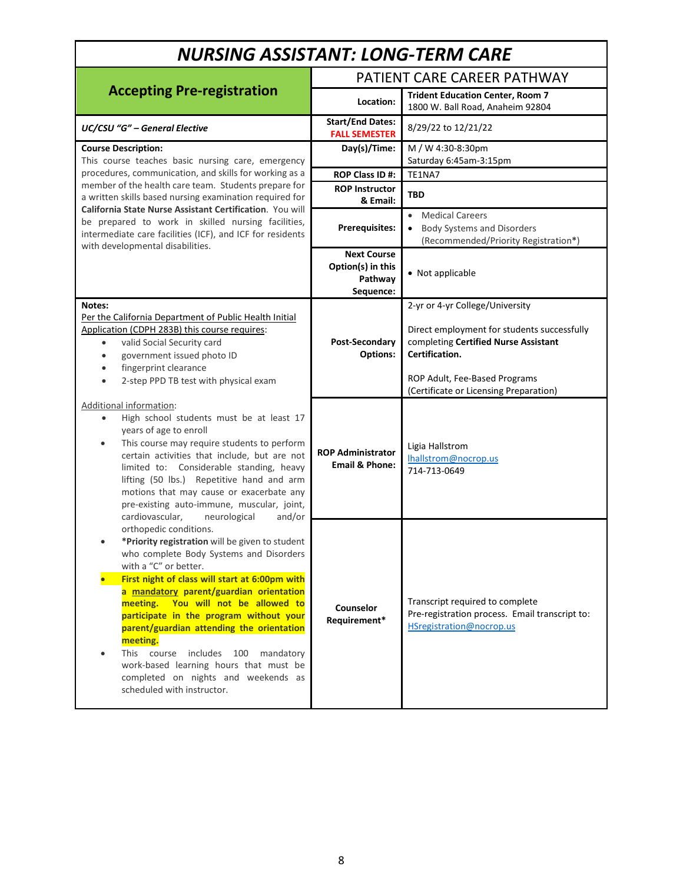# NURSING ASSISTANT: LONG-TERM CARE

**Accepting Pre-registration**

***UC/CSU "G" – General Elective***

**Course Description:**
This course teaches basic nursing care, emergency procedures, communication, and skills for working as a member of the health care team. Students prepare for a written skills based nursing examination required for **California State Nurse Assistant Certification**. You will be prepared to work in skilled nursing facilities, intermediate care facilities (ICF), and ICF for residents with developmental disabilities.

## PATIENT CARE CAREER PATHWAY

| | |
|---|---|
| **Location:** | **Trident Education Center, Room 7**<br>1800 W. Ball Road, Anaheim 92804 |
| **Start/End Dates:**<br>**FALL SEMESTER** | 8/29/22 to 12/21/22 |
| **Day(s)/Time:** | M / W 4:30-8:30pm<br>Saturday 6:45am-3:15pm |
| **ROP Class ID #:** | TE1NA7 |
| **ROP Instructor & Email:** | **TBD** |
| **Prerequisites:** | • Medical Careers<br>• Body Systems and Disorders (Recommended/Priority Registration*) |
| **Next Course Option(s) in this Pathway Sequence:** | • Not applicable |
| **Post-Secondary Options:** | 2-yr or 4-yr College/University<br><br>Direct employment for students successfully completing **Certified Nurse Assistant Certification.**<br><br>ROP Adult, Fee-Based Programs (Certificate or Licensing Preparation) |
| **ROP Administrator Email & Phone:** | Ligia Hallstrom<br>lhallstrom@nocrop.us<br>714-713-0649 |
| **Counselor Requirement*** | Transcript required to complete Pre-registration process. Email transcript to: HSregistration@nocrop.us |

**Notes:**
Per the California Department of Public Health Initial Application (CDPH 283B) this course requires:

- valid Social Security card
- government issued photo ID
- fingerprint clearance
- 2-step PPD TB test with physical exam

Additional information:

- High school students must be at least 17 years of age to enroll
- This course may require students to perform certain activities that include, but are not limited to: Considerable standing, heavy lifting (50 lbs.) Repetitive hand and arm motions that may cause or exacerbate any pre-existing auto-immune, muscular, joint, cardiovascular, neurological and/or orthopedic conditions.
- ***Priority registration** will be given to student who complete Body Systems and Disorders with a "C" or better.
- **First night of class will start at 6:00pm with a mandatory parent/guardian orientation meeting. You will not be allowed to participate in the program without your parent/guardian attending the orientation meeting.**
- This course includes 100 mandatory work-based learning hours that must be completed on nights and weekends as scheduled with instructor.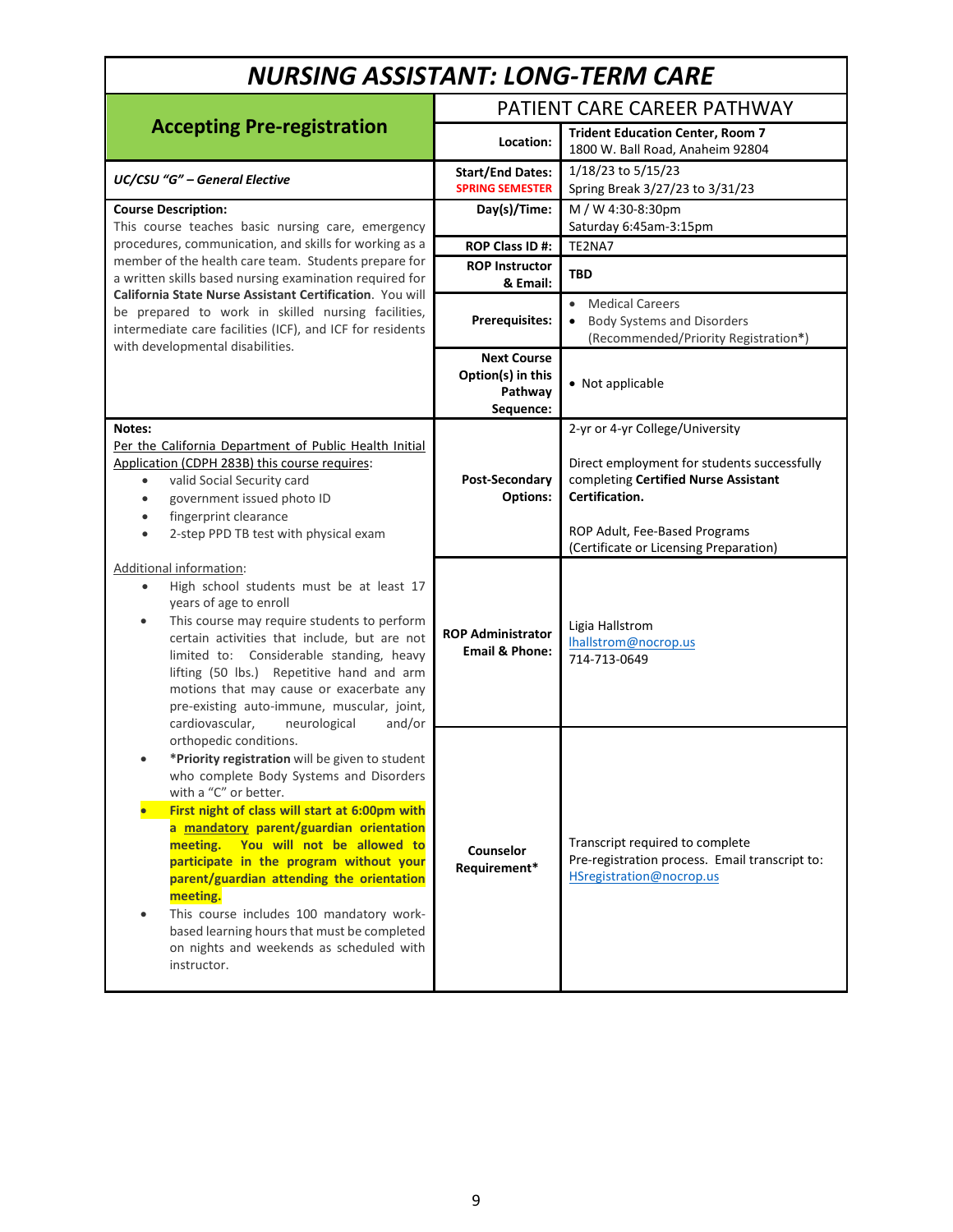# NURSING ASSISTANT: LONG-TERM CARE

## Accepting Pre-registration

***UC/CSU "G" – General Elective***

**Course Description:**
This course teaches basic nursing care, emergency procedures, communication, and skills for working as a member of the health care team. Students prepare for a written skills based nursing examination required for **California State Nurse Assistant Certification**. You will be prepared to work in skilled nursing facilities, intermediate care facilities (ICF), and ICF for residents with developmental disabilities.

**Notes:**
Per the California Department of Public Health Initial Application (CDPH 283B) this course requires:

- valid Social Security card
- government issued photo ID
- fingerprint clearance
- 2-step PPD TB test with physical exam

Additional information:

- High school students must be at least 17 years of age to enroll
- This course may require students to perform certain activities that include, but are not limited to: Considerable standing, heavy lifting (50 lbs.) Repetitive hand and arm motions that may cause or exacerbate any pre-existing auto-immune, muscular, joint, cardiovascular, neurological and/or orthopedic conditions.
- ***Priority registration** will be given to student who complete Body Systems and Disorders with a "C" or better.
- **First night of class will start at 6:00pm with a mandatory parent/guardian orientation meeting. You will not be allowed to participate in the program without your parent/guardian attending the orientation meeting.**
- This course includes 100 mandatory work-based learning hours that must be completed on nights and weekends as scheduled with instructor.

## PATIENT CARE CAREER PATHWAY

| | |
|---|---|
| **Location:** | **Trident Education Center, Room 7**<br>1800 W. Ball Road, Anaheim 92804 |
| **Start/End Dates:**<br>**SPRING SEMESTER** | 1/18/23 to 5/15/23<br>Spring Break 3/27/23 to 3/31/23 |
| **Day(s)/Time:** | M / W 4:30-8:30pm<br>Saturday 6:45am-3:15pm |
| **ROP Class ID #:** | TE2NA7 |
| **ROP Instructor & Email:** | **TBD** |
| **Prerequisites:** | • Medical Careers<br>• Body Systems and Disorders (Recommended/Priority Registration*) |
| **Next Course Option(s) in this Pathway Sequence:** | • Not applicable |
| **Post-Secondary Options:** | 2-yr or 4-yr College/University<br><br>Direct employment for students successfully completing **Certified Nurse Assistant Certification.**<br><br>ROP Adult, Fee-Based Programs (Certificate or Licensing Preparation) |
| **ROP Administrator Email & Phone:** | Ligia Hallstrom<br>lhallstrom@nocrop.us<br>714-713-0649 |
| **Counselor Requirement*** | Transcript required to complete Pre-registration process. Email transcript to: HSregistration@nocrop.us |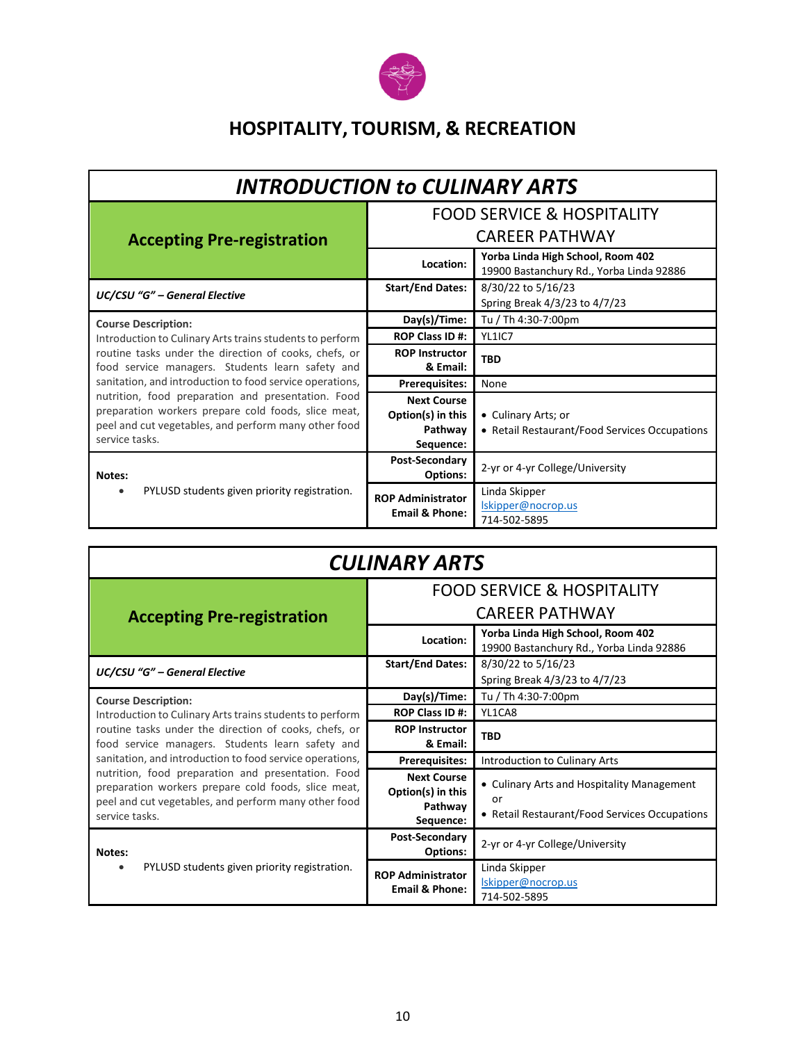# HOSPITALITY, TOURISM, & RECREATION

## *INTRODUCTION to CULINARY ARTS*

| | | |
|---|---|---|
| **Accepting Pre-registration** | FOOD SERVICE & HOSPITALITY CAREER PATHWAY | |
| | **Location:** | **Yorba Linda High School, Room 402** 19900 Bastanchury Rd., Yorba Linda 92886 |
| ***UC/CSU "G" – General Elective*** | **Start/End Dates:** | 8/30/22 to 5/16/23 Spring Break 4/3/23 to 4/7/23 |
| **Course Description:** Introduction to Culinary Arts trains students to perform routine tasks under the direction of cooks, chefs, or food service managers. Students learn safety and sanitation, and introduction to food service operations, nutrition, food preparation and presentation. Food preparation workers prepare cold foods, slice meat, peel and cut vegetables, and perform many other food service tasks. | **Day(s)/Time:** | Tu / Th 4:30-7:00pm |
| | **ROP Class ID #:** | YL1IC7 |
| | **ROP Instructor & Email:** | **TBD** |
| | **Prerequisites:** | None |
| | **Next Course Option(s) in this Pathway Sequence:** | • Culinary Arts; or • Retail Restaurant/Food Services Occupations |
| **Notes:** • PYLUSD students given priority registration. | **Post-Secondary Options:** | 2-yr or 4-yr College/University |
| | **ROP Administrator Email & Phone:** | Linda Skipper lskipper@nocrop.us 714-502-5895 |

## *CULINARY ARTS*

| | | |
|---|---|---|
| **Accepting Pre-registration** | FOOD SERVICE & HOSPITALITY CAREER PATHWAY | |
| | **Location:** | **Yorba Linda High School, Room 402** 19900 Bastanchury Rd., Yorba Linda 92886 |
| ***UC/CSU "G" – General Elective*** | **Start/End Dates:** | 8/30/22 to 5/16/23 Spring Break 4/3/23 to 4/7/23 |
| **Course Description:** Introduction to Culinary Arts trains students to perform routine tasks under the direction of cooks, chefs, or food service managers. Students learn safety and sanitation, and introduction to food service operations, nutrition, food preparation and presentation. Food preparation workers prepare cold foods, slice meat, peel and cut vegetables, and perform many other food service tasks. | **Day(s)/Time:** | Tu / Th 4:30-7:00pm |
| | **ROP Class ID #:** | YL1CA8 |
| | **ROP Instructor & Email:** | **TBD** |
| | **Prerequisites:** | Introduction to Culinary Arts |
| | **Next Course Option(s) in this Pathway Sequence:** | • Culinary Arts and Hospitality Management or • Retail Restaurant/Food Services Occupations |
| **Notes:** • PYLUSD students given priority registration. | **Post-Secondary Options:** | 2-yr or 4-yr College/University |
| | **ROP Administrator Email & Phone:** | Linda Skipper lskipper@nocrop.us 714-502-5895 |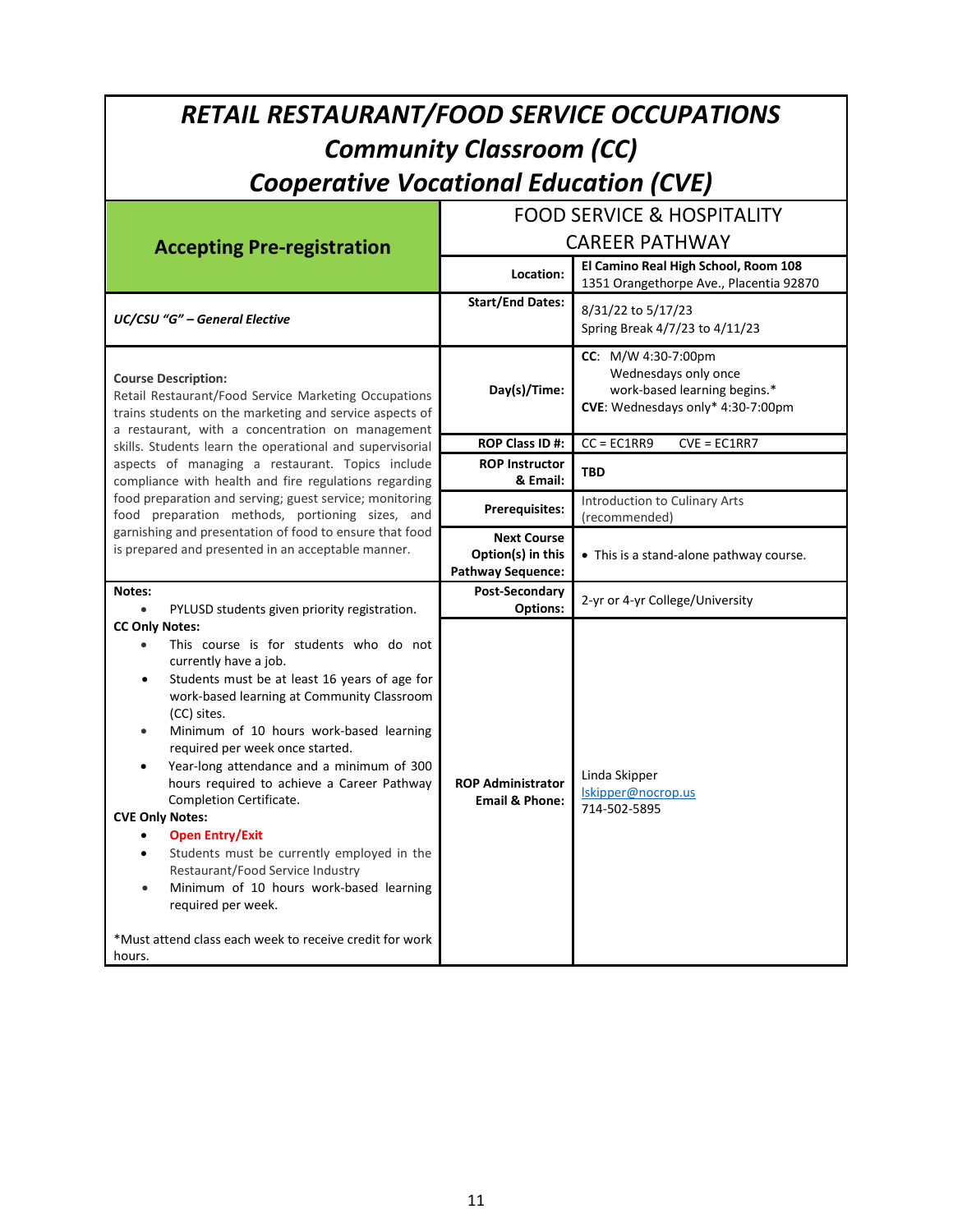# *RETAIL RESTAURANT/FOOD SERVICE OCCUPATIONS*
## *Community Classroom (CC)*
## *Cooperative Vocational Education (CVE)*

**Accepting Pre-registration**

**FOOD SERVICE & HOSPITALITY CAREER PATHWAY**

| | |
|---|---|
| **Location:** | **El Camino Real High School, Room 108**<br>1351 Orangethorpe Ave., Placentia 92870 |
| **Start/End Dates:** | 8/31/22 to 5/17/23<br>Spring Break 4/7/23 to 4/11/23 |
| **Day(s)/Time:** | **CC**: M/W 4:30-7:00pm<br>Wednesdays only once work-based learning begins.*<br>**CVE**: Wednesdays only* 4:30-7:00pm |
| **ROP Class ID #:** | CC = EC1RR9 CVE = EC1RR7 |
| **ROP Instructor & Email:** | **TBD** |
| **Prerequisites:** | Introduction to Culinary Arts (recommended) |
| **Next Course Option(s) in this Pathway Sequence:** | • This is a stand-alone pathway course. |
| **Post-Secondary Options:** | 2-yr or 4-yr College/University |
| **ROP Administrator Email & Phone:** | Linda Skipper<br>lskipper@nocrop.us<br>714-502-5895 |

***UC/CSU "G" – General Elective***

**Course Description:**
Retail Restaurant/Food Service Marketing Occupations trains students on the marketing and service aspects of a restaurant, with a concentration on management skills. Students learn the operational and supervisorial aspects of managing a restaurant. Topics include compliance with health and fire regulations regarding food preparation and serving; guest service; monitoring food preparation methods, portioning sizes, and garnishing and presentation of food to ensure that food is prepared and presented in an acceptable manner.

**Notes:**
- PYLUSD students given priority registration.

**CC Only Notes:**
- This course is for students who do not currently have a job.
- Students must be at least 16 years of age for work-based learning at Community Classroom (CC) sites.
- Minimum of 10 hours work-based learning required per week once started.
- Year-long attendance and a minimum of 300 hours required to achieve a Career Pathway Completion Certificate.

**CVE Only Notes:**
- **Open Entry/Exit**
- Students must be currently employed in the Restaurant/Food Service Industry
- Minimum of 10 hours work-based learning required per week.

*Must attend class each week to receive credit for work hours.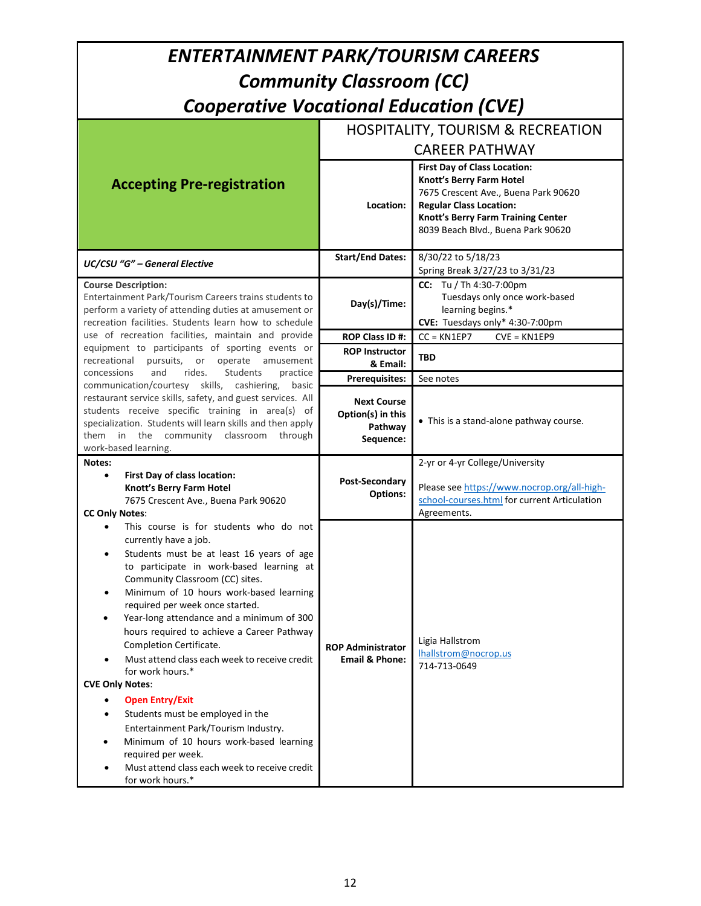# *ENTERTAINMENT PARK/TOURISM CAREERS*
## *Community Classroom (CC)*
## *Cooperative Vocational Education (CVE)*

| | | |
|---|---|---|
| **Accepting Pre-registration** | | HOSPITALITY, TOURISM & RECREATION CAREER PATHWAY |
| | **Location:** | **First Day of Class Location:** **Knott's Berry Farm Hotel** 7675 Crescent Ave., Buena Park 90620 **Regular Class Location:** **Knott's Berry Farm Training Center** 8039 Beach Blvd., Buena Park 90620 |
| ***UC/CSU "G" – General Elective*** | **Start/End Dates:** | 8/30/22 to 5/18/23 Spring Break 3/27/23 to 3/31/23 |
| **Course Description:** Entertainment Park/Tourism Careers trains students to perform a variety of attending duties at amusement or recreation facilities. Students learn how to schedule use of recreation facilities, maintain and provide equipment to participants of sporting events or recreational pursuits, or operate amusement concessions and rides. Students practice communication/courtesy skills, cashiering, basic restaurant service skills, safety, and guest services. All students receive specific training in area(s) of specialization. Students will learn skills and then apply them in the community classroom through work-based learning. | **Day(s)/Time:** | **CC:** Tu / Th 4:30-7:00pm Tuesdays only once work-based learning begins.* **CVE:** Tuesdays only* 4:30-7:00pm |
| | **ROP Class ID #:** | CC = KN1EP7 CVE = KN1EP9 |
| | **ROP Instructor & Email:** | **TBD** |
| | **Prerequisites:** | See notes |
| | **Next Course Option(s) in this Pathway Sequence:** | • This is a stand-alone pathway course. |
| **Notes:** • **First Day of class location:** **Knott's Berry Farm Hotel** 7675 Crescent Ave., Buena Park 90620 | **Post-Secondary Options:** | 2-yr or 4-yr College/University Please see https://www.nocrop.org/all-high-school-courses.html for current Articulation Agreements. |
| **CC Only Notes**: • This course is for students who do not currently have a job. • Students must be at least 16 years of age to participate in work-based learning at Community Classroom (CC) sites. • Minimum of 10 hours work-based learning required per week once started. • Year-long attendance and a minimum of 300 hours required to achieve a Career Pathway Completion Certificate. • Must attend class each week to receive credit for work hours.* **CVE Only Notes**: • **Open Entry/Exit** • Students must be employed in the Entertainment Park/Tourism Industry. • Minimum of 10 hours work-based learning required per week. • Must attend class each week to receive credit for work hours.* | **ROP Administrator Email & Phone:** | Ligia Hallstrom lhallstrom@nocrop.us 714-713-0649 |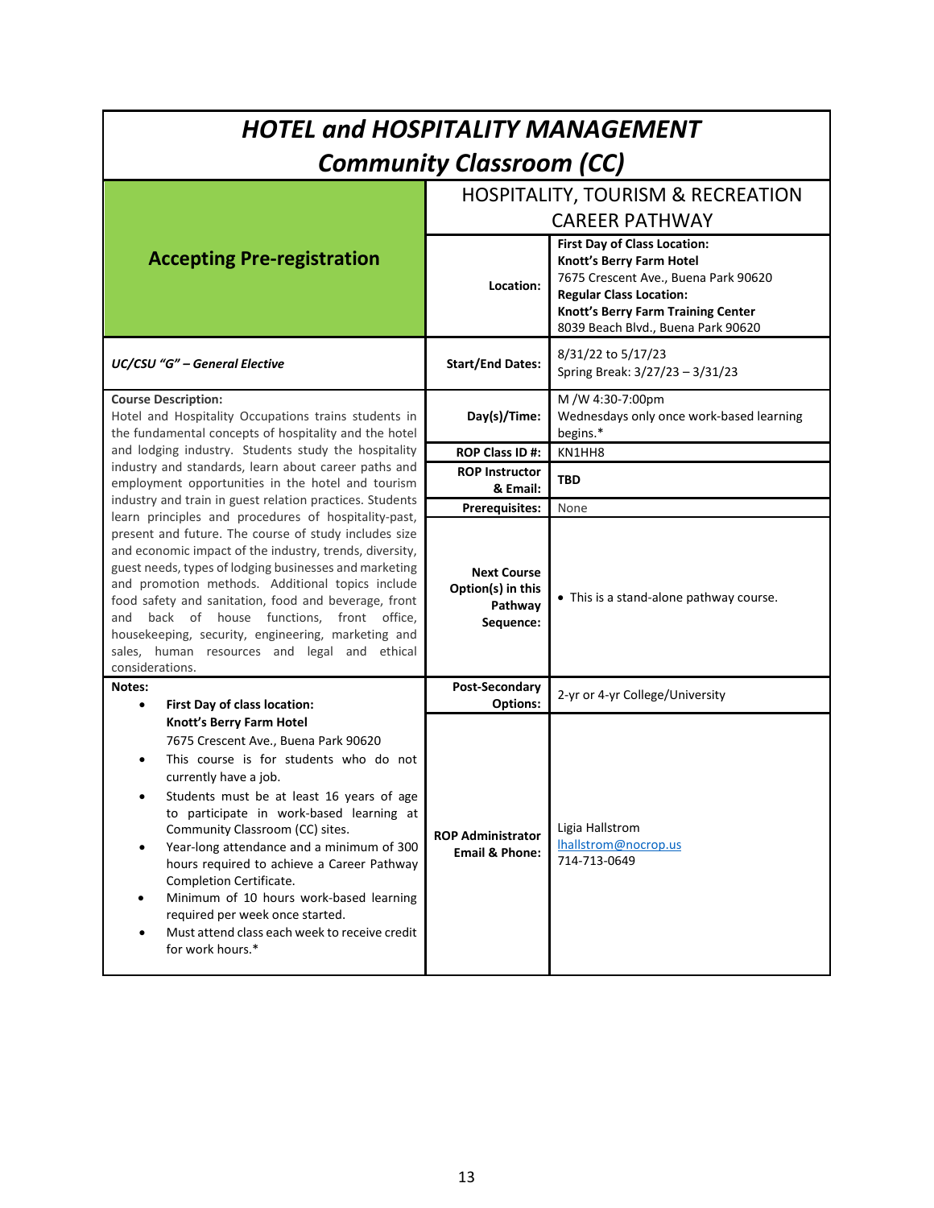# *HOTEL and HOSPITALITY MANAGEMENT*
## *Community Classroom (CC)*

| | | |
|---|---|---|
| **Accepting Pre-registration** | HOSPITALITY, TOURISM & RECREATION CAREER PATHWAY | |
| | **Location:** | **First Day of Class Location:**<br>**Knott's Berry Farm Hotel**<br>7675 Crescent Ave., Buena Park 90620<br>**Regular Class Location:**<br>**Knott's Berry Farm Training Center**<br>8039 Beach Blvd., Buena Park 90620 |
| ***UC/CSU "G" – General Elective*** | **Start/End Dates:** | 8/31/22 to 5/17/23<br>Spring Break: 3/27/23 – 3/31/23 |
| **Course Description:**<br>Hotel and Hospitality Occupations trains students in the fundamental concepts of hospitality and the hotel and lodging industry. Students study the hospitality industry and standards, learn about career paths and employment opportunities in the hotel and tourism industry and train in guest relation practices. Students learn principles and procedures of hospitality-past, present and future. The course of study includes size and economic impact of the industry, trends, diversity, guest needs, types of lodging businesses and marketing and promotion methods. Additional topics include food safety and sanitation, food and beverage, front and back of house functions, front office, housekeeping, security, engineering, marketing and sales, human resources and legal and ethical considerations. | **Day(s)/Time:** | M /W 4:30-7:00pm<br>Wednesdays only once work-based learning begins.* |
| | **ROP Class ID #:** | KN1HH8 |
| | **ROP Instructor & Email:** | **TBD** |
| | **Prerequisites:** | None |
| | **Next Course Option(s) in this Pathway Sequence:** | • This is a stand-alone pathway course. |
| **Notes:**<br>• **First Day of class location: Knott's Berry Farm Hotel** 7675 Crescent Ave., Buena Park 90620<br>• This course is for students who do not currently have a job.<br>• Students must be at least 16 years of age to participate in work-based learning at Community Classroom (CC) sites.<br>• Year-long attendance and a minimum of 300 hours required to achieve a Career Pathway Completion Certificate.<br>• Minimum of 10 hours work-based learning required per week once started.<br>• Must attend class each week to receive credit for work hours.* | **Post-Secondary Options:** | 2-yr or 4-yr College/University |
| | **ROP Administrator Email & Phone:** | Ligia Hallstrom<br>lhallstrom@nocrop.us<br>714-713-0649 |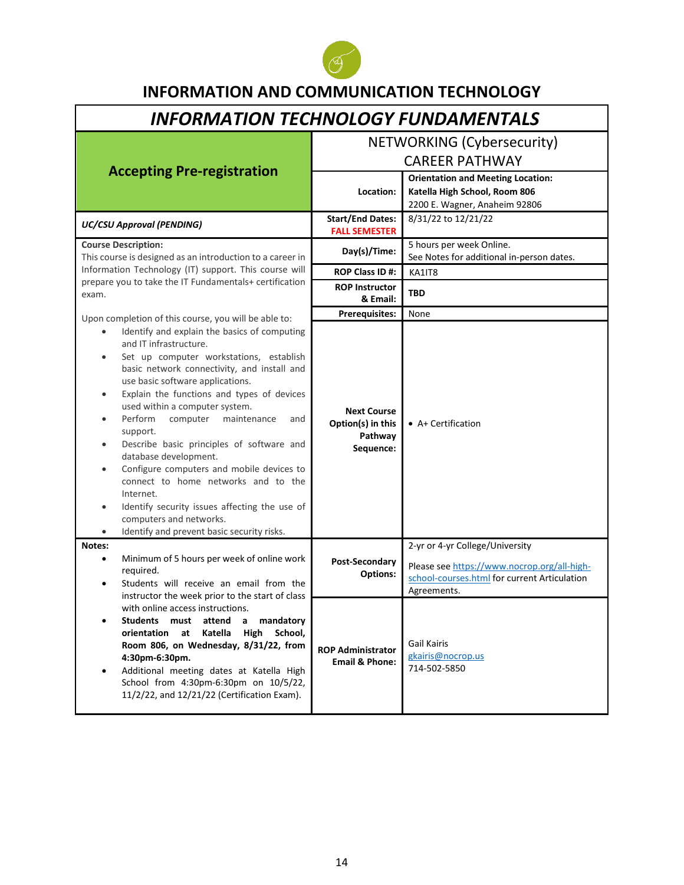# INFORMATION AND COMMUNICATION TECHNOLOGY

## *INFORMATION TECHNOLOGY FUNDAMENTALS*

**Accepting Pre-registration**

NETWORKING (Cybersecurity) CAREER PATHWAY

| | |
|---|---|
| **Location:** | **Orientation and Meeting Location:** **Katella High School, Room 806** 2200 E. Wagner, Anaheim 92806 |
| **Start/End Dates:** **FALL SEMESTER** | 8/31/22 to 12/21/22 |
| **Day(s)/Time:** | 5 hours per week Online. See Notes for additional in-person dates. |
| **ROP Class ID #:** | KA1IT8 |
| **ROP Instructor & Email:** | **TBD** |
| **Prerequisites:** | None |
| **Next Course Option(s) in this Pathway Sequence:** | • A+ Certification |
| **Post-Secondary Options:** | 2-yr or 4-yr College/University<br>Please see https://www.nocrop.org/all-high-school-courses.html for current Articulation Agreements. |
| **ROP Administrator Email & Phone:** | Gail Kairis<br>gkairis@nocrop.us<br>714-502-5850 |

***UC/CSU Approval (PENDING)***

**Course Description:**
This course is designed as an introduction to a career in Information Technology (IT) support. This course will prepare you to take the IT Fundamentals+ certification exam.

Upon completion of this course, you will be able to:

- Identify and explain the basics of computing and IT infrastructure.
- Set up computer workstations, establish basic network connectivity, and install and use basic software applications.
- Explain the functions and types of devices used within a computer system.
- Perform computer maintenance and support.
- Describe basic principles of software and database development.
- Configure computers and mobile devices to connect to home networks and to the Internet.
- Identify security issues affecting the use of computers and networks.
- Identify and prevent basic security risks.

**Notes:**

- Minimum of 5 hours per week of online work required.
- Students will receive an email from the instructor the week prior to the start of class with online access instructions.
- **Students must attend a mandatory orientation at Katella High School, Room 806, on Wednesday, 8/31/22, from 4:30pm-6:30pm.**
- Additional meeting dates at Katella High School from 4:30pm-6:30pm on 10/5/22, 11/2/22, and 12/21/22 (Certification Exam).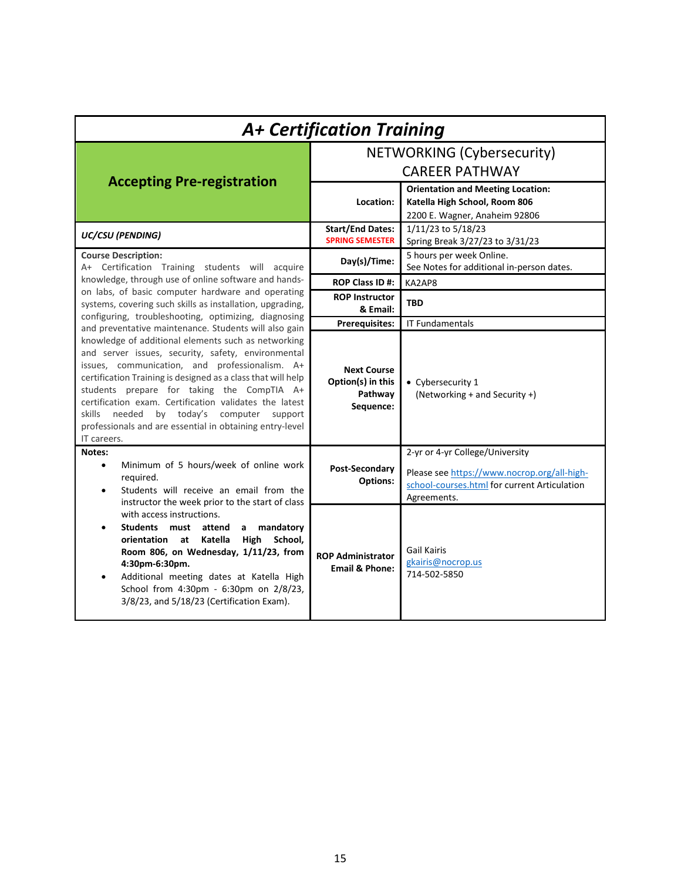# *A+ Certification Training*

| | | |
|---|---|---|
| **Accepting Pre-registration** | NETWORKING (Cybersecurity) CAREER PATHWAY | |
| | **Location:** | **Orientation and Meeting Location: Katella High School, Room 806** 2200 E. Wagner, Anaheim 92806 |
| ***UC/CSU (PENDING)*** | **Start/End Dates:** **SPRING SEMESTER** | 1/11/23 to 5/18/23 Spring Break 3/27/23 to 3/31/23 |
| **Course Description:** A+ Certification Training students will acquire knowledge, through use of online software and hands-on labs, of basic computer hardware and operating systems, covering such skills as installation, upgrading, configuring, troubleshooting, optimizing, diagnosing and preventative maintenance. Students will also gain knowledge of additional elements such as networking and server issues, security, safety, environmental issues, communication, and professionalism. A+ certification Training is designed as a class that will help students prepare for taking the CompTIA A+ certification exam. Certification validates the latest skills needed by today's computer support professionals and are essential in obtaining entry-level IT careers. | **Day(s)/Time:** | 5 hours per week Online. See Notes for additional in-person dates. |
| | **ROP Class ID #:** | KA2AP8 |
| | **ROP Instructor & Email:** | **TBD** |
| | **Prerequisites:** | IT Fundamentals |
| | **Next Course Option(s) in this Pathway Sequence:** | • Cybersecurity 1 (Networking + and Security +) |
| **Notes:** <br>• Minimum of 5 hours/week of online work required. <br>• Students will receive an email from the instructor the week prior to the start of class with access instructions. <br>• **Students must attend a mandatory orientation at Katella High School, Room 806, on Wednesday, 1/11/23, from 4:30pm-6:30pm.** <br>• Additional meeting dates at Katella High School from 4:30pm - 6:30pm on 2/8/23, 3/8/23, and 5/18/23 (Certification Exam). | **Post-Secondary Options:** | 2-yr or 4-yr College/University <br>Please see https://www.nocrop.org/all-high-school-courses.html for current Articulation Agreements. |
| | **ROP Administrator Email & Phone:** | Gail Kairis <br>gkairis@nocrop.us <br>714-502-5850 |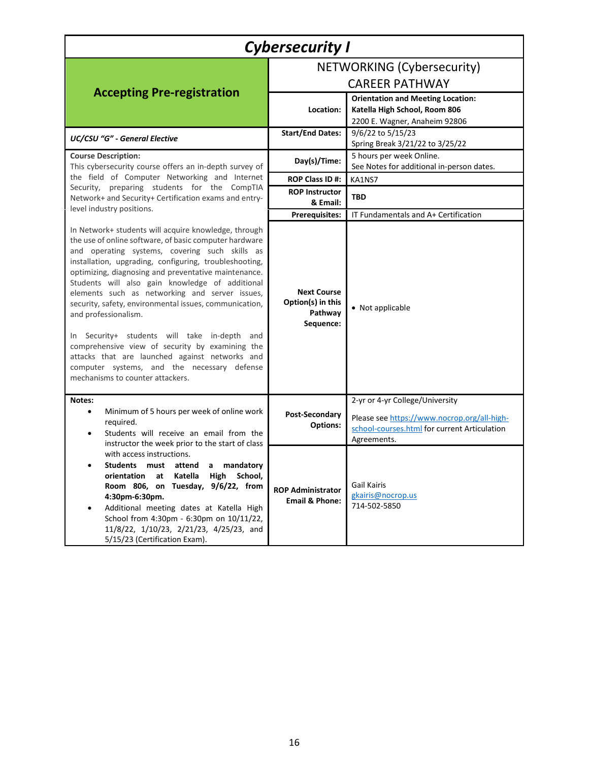# *Cybersecurity I*

## Accepting Pre-registration

## NETWORKING (Cybersecurity) CAREER PATHWAY

***UC/CSU "G" - General Elective***

| | |
|---|---|
| **Location:** | **Orientation and Meeting Location:** **Katella High School, Room 806** 2200 E. Wagner, Anaheim 92806 |
| **Start/End Dates:** | 9/6/22 to 5/15/23 Spring Break 3/21/22 to 3/25/22 |
| **Day(s)/Time:** | 5 hours per week Online. See Notes for additional in-person dates. |
| **ROP Class ID #:** | KA1NS7 |
| **ROP Instructor & Email:** | **TBD** |
| **Prerequisites:** | IT Fundamentals and A+ Certification |
| **Next Course Option(s) in this Pathway Sequence:** | • Not applicable |
| **Post-Secondary Options:** | 2-yr or 4-yr College/University Please see https://www.nocrop.org/all-high-school-courses.html for current Articulation Agreements. |
| **ROP Administrator Email & Phone:** | Gail Kairis gkairis@nocrop.us 714-502-5850 |

**Course Description:**
This cybersecurity course offers an in-depth survey of the field of Computer Networking and Internet Security, preparing students for the CompTIA Network+ and Security+ Certification exams and entry-level industry positions.

In Network+ students will acquire knowledge, through the use of online software, of basic computer hardware and operating systems, covering such skills as installation, upgrading, configuring, troubleshooting, optimizing, diagnosing and preventative maintenance. Students will also gain knowledge of additional elements such as networking and server issues, security, safety, environmental issues, communication, and professionalism.

In Security+ students will take in-depth and comprehensive view of security by examining the attacks that are launched against networks and computer systems, and the necessary defense mechanisms to counter attackers.

**Notes:**

- Minimum of 5 hours per week of online work required.
- Students will receive an email from the instructor the week prior to the start of class with access instructions.
- **Students must attend a mandatory orientation at Katella High School, Room 806, on Tuesday, 9/6/22, from 4:30pm-6:30pm.**
- Additional meeting dates at Katella High School from 4:30pm - 6:30pm on 10/11/22, 11/8/22, 1/10/23, 2/21/23, 4/25/23, and 5/15/23 (Certification Exam).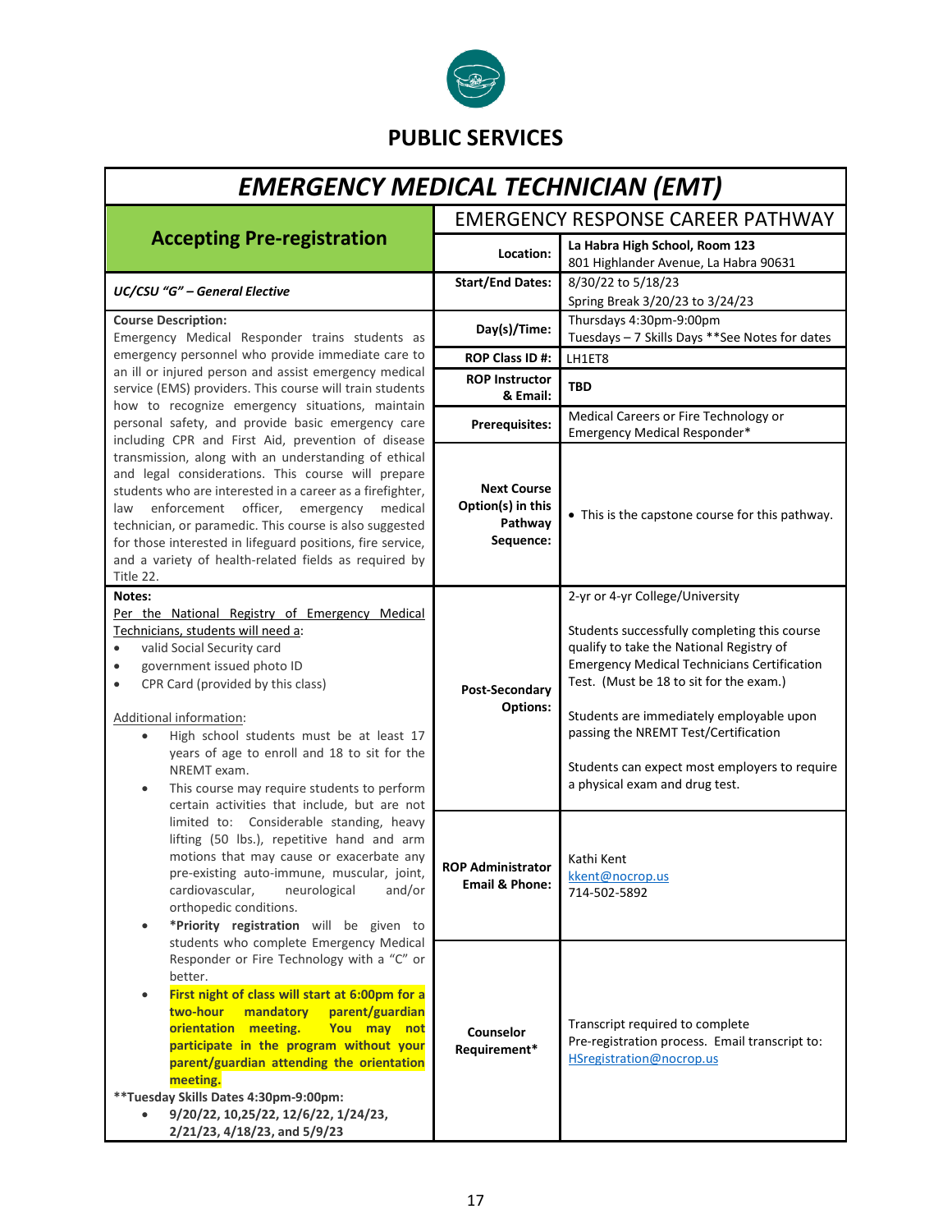# PUBLIC SERVICES

## EMERGENCY MEDICAL TECHNICIAN (EMT)

**Accepting Pre-registration**

***UC/CSU "G" – General Elective***

**Course Description:**
Emergency Medical Responder trains students as emergency personnel who provide immediate care to an ill or injured person and assist emergency medical service (EMS) providers. This course will train students how to recognize emergency situations, maintain personal safety, and provide basic emergency care including CPR and First Aid, prevention of disease transmission, along with an understanding of ethical and legal considerations. This course will prepare students who are interested in a career as a firefighter, law enforcement officer, emergency medical technician, or paramedic. This course is also suggested for those interested in lifeguard positions, fire service, and a variety of health-related fields as required by Title 22.

**Notes:**
Per the National Registry of Emergency Medical Technicians, students will need a:
- valid Social Security card
- government issued photo ID
- CPR Card (provided by this class)

Additional information:
- High school students must be at least 17 years of age to enroll and 18 to sit for the NREMT exam.
- This course may require students to perform certain activities that include, but are not limited to: Considerable standing, heavy lifting (50 lbs.), repetitive hand and arm motions that may cause or exacerbate any pre-existing auto-immune, muscular, joint, cardiovascular, neurological and/or orthopedic conditions.
- ***Priority registration** will be given to students who complete Emergency Medical Responder or Fire Technology with a "C" or better.
- **First night of class will start at 6:00pm for a two-hour mandatory parent/guardian orientation meeting. You may not participate in the program without your parent/guardian attending the orientation meeting.**

****Tuesday Skills Dates 4:30pm-9:00pm:**
- **9/20/22, 10,25/22, 12/6/22, 1/24/23, 2/21/23, 4/18/23, and 5/9/23**

| EMERGENCY RESPONSE CAREER PATHWAY | |
|---|---|
| **Location:** | **La Habra High School, Room 123**<br>801 Highlander Avenue, La Habra 90631 |
| **Start/End Dates:** | 8/30/22 to 5/18/23<br>Spring Break 3/20/23 to 3/24/23 |
| **Day(s)/Time:** | Thursdays 4:30pm-9:00pm<br>Tuesdays – 7 Skills Days **See Notes for dates |
| **ROP Class ID #:** | LH1ET8 |
| **ROP Instructor & Email:** | **TBD** |
| **Prerequisites:** | Medical Careers or Fire Technology or Emergency Medical Responder* |
| **Next Course Option(s) in this Pathway Sequence:** | • This is the capstone course for this pathway. |
| **Post-Secondary Options:** | 2-yr or 4-yr College/University<br><br>Students successfully completing this course qualify to take the National Registry of Emergency Medical Technicians Certification Test. (Must be 18 to sit for the exam.)<br><br>Students are immediately employable upon passing the NREMT Test/Certification<br><br>Students can expect most employers to require a physical exam and drug test. |
| **ROP Administrator Email & Phone:** | Kathi Kent<br>kkent@nocrop.us<br>714-502-5892 |
| **Counselor Requirement*** | Transcript required to complete Pre-registration process. Email transcript to: HSregistration@nocrop.us |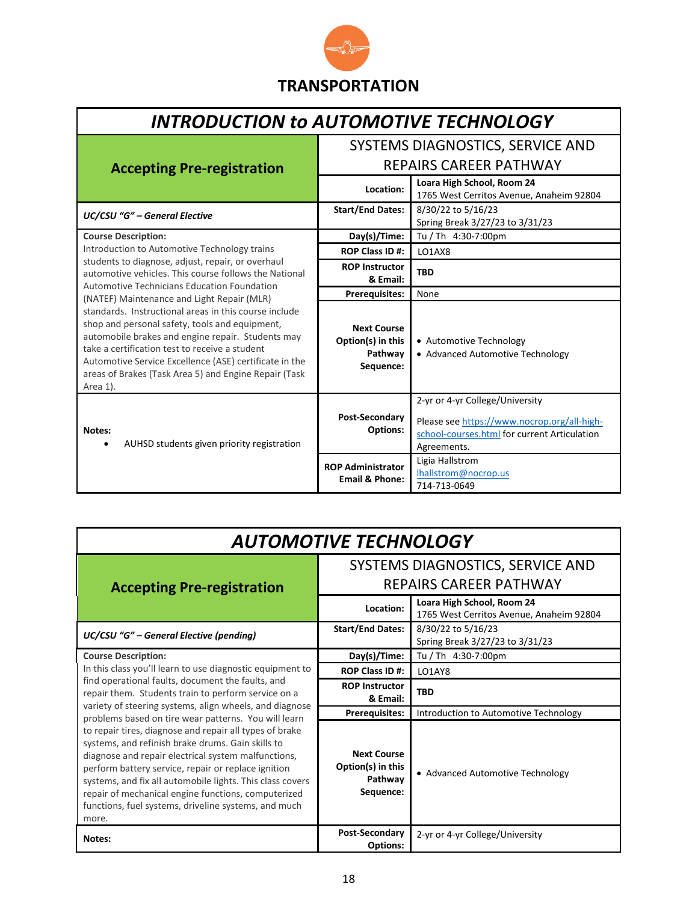# TRANSPORTATION

## INTRODUCTION to AUTOMOTIVE TECHNOLOGY

| | | |
|---|---|---|
| **Accepting Pre-registration** | SYSTEMS DIAGNOSTICS, SERVICE AND REPAIRS CAREER PATHWAY | |
| | **Location:** | **Loara High School, Room 24** 1765 West Cerritos Avenue, Anaheim 92804 |
| ***UC/CSU "G" – General Elective*** | **Start/End Dates:** | 8/30/22 to 5/16/23 Spring Break 3/27/23 to 3/31/23 |
| **Course Description:** Introduction to Automotive Technology trains students to diagnose, adjust, repair, or overhaul automotive vehicles. This course follows the National Automotive Technicians Education Foundation (NATEF) Maintenance and Light Repair (MLR) standards. Instructional areas in this course include shop and personal safety, tools and equipment, automobile brakes and engine repair. Students may take a certification test to receive a student Automotive Service Excellence (ASE) certificate in the areas of Brakes (Task Area 5) and Engine Repair (Task Area 1). | **Day(s)/Time:** | Tu / Th 4:30-7:00pm |
| | **ROP Class ID #:** | LO1AX8 |
| | **ROP Instructor & Email:** | **TBD** |
| | **Prerequisites:** | None |
| | **Next Course Option(s) in this Pathway Sequence:** | • Automotive Technology • Advanced Automotive Technology |
| **Notes:** • AUHSD students given priority registration | **Post-Secondary Options:** | 2-yr or 4-yr College/University Please see https://www.nocrop.org/all-high-school-courses.html for current Articulation Agreements. |
| | **ROP Administrator Email & Phone:** | Ligia Hallstrom lhallstrom@nocrop.us 714-713-0649 |

## AUTOMOTIVE TECHNOLOGY

| | | |
|---|---|---|
| **Accepting Pre-registration** | SYSTEMS DIAGNOSTICS, SERVICE AND REPAIRS CAREER PATHWAY | |
| | **Location:** | **Loara High School, Room 24** 1765 West Cerritos Avenue, Anaheim 92804 |
| ***UC/CSU "G" – General Elective (pending)*** | **Start/End Dates:** | 8/30/22 to 5/16/23 Spring Break 3/27/23 to 3/31/23 |
| **Course Description:** In this class you'll learn to use diagnostic equipment to find operational faults, document the faults, and repair them. Students train to perform service on a variety of steering systems, align wheels, and diagnose problems based on tire wear patterns. You will learn to repair tires, diagnose and repair all types of brake systems, and refinish brake drums. Gain skills to diagnose and repair electrical system malfunctions, perform battery service, repair or replace ignition systems, and fix all automobile lights. This class covers repair of mechanical engine functions, computerized functions, fuel systems, driveline systems, and much more. | **Day(s)/Time:** | Tu / Th 4:30-7:00pm |
| | **ROP Class ID #:** | LO1AY8 |
| | **ROP Instructor & Email:** | **TBD** |
| | **Prerequisites:** | Introduction to Automotive Technology |
| | **Next Course Option(s) in this Pathway Sequence:** | • Advanced Automotive Technology |
| **Notes:** | **Post-Secondary Options:** | 2-yr or 4-yr College/University |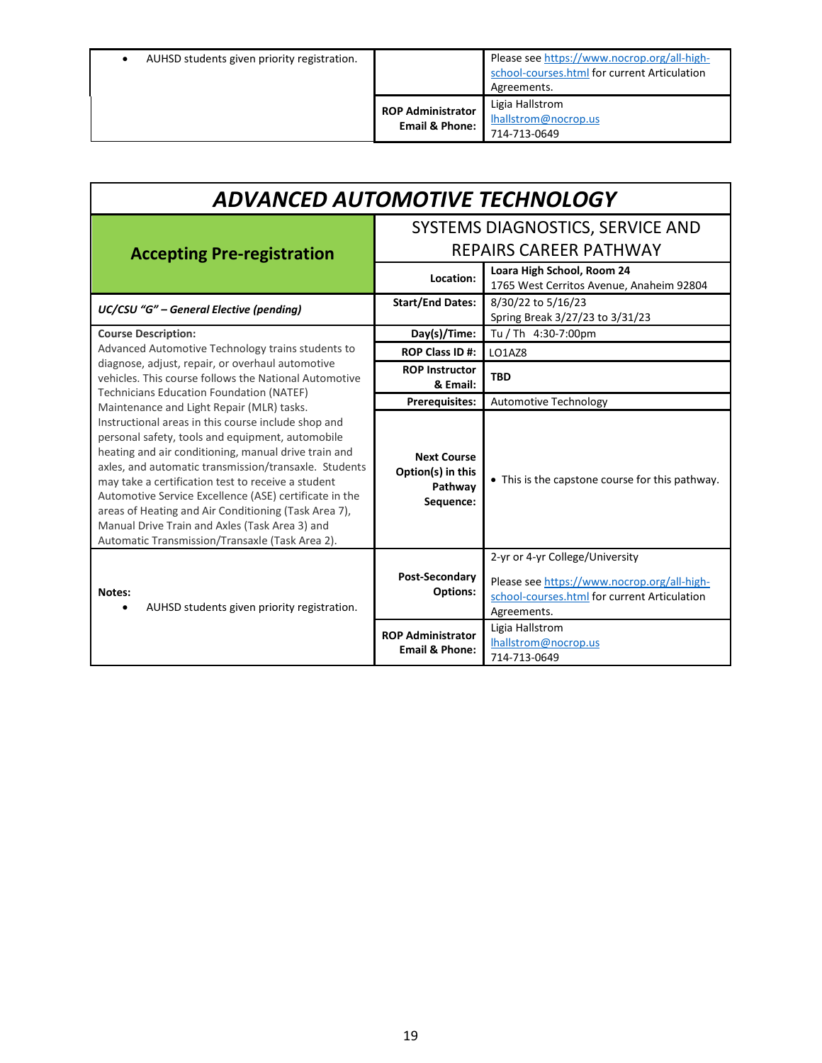| | | |
|---|---|---|
| • AUHSD students given priority registration. | | Please see [https://www.nocrop.org/all-high-school-courses.html](https://www.nocrop.org/all-high-school-courses.html) for current Articulation Agreements. |
| | **ROP Administrator Email & Phone:** | Ligia Hallstrom<br>[lhallstrom@nocrop.us](mailto:lhallstrom@nocrop.us)<br>714-713-0649 |

# *ADVANCED AUTOMOTIVE TECHNOLOGY*

| | | |
|---|---|---|
| **Accepting Pre-registration** | SYSTEMS DIAGNOSTICS, SERVICE AND REPAIRS CAREER PATHWAY | |
| | **Location:** | **Loara High School, Room 24**<br>1765 West Cerritos Avenue, Anaheim 92804 |
| ***UC/CSU "G" – General Elective (pending)*** | **Start/End Dates:** | 8/30/22 to 5/16/23<br>Spring Break 3/27/23 to 3/31/23 |
| **Course Description:**<br>Advanced Automotive Technology trains students to diagnose, adjust, repair, or overhaul automotive vehicles. This course follows the National Automotive Technicians Education Foundation (NATEF) Maintenance and Light Repair (MLR) tasks. Instructional areas in this course include shop and personal safety, tools and equipment, automobile heating and air conditioning, manual drive train and axles, and automatic transmission/transaxle. Students may take a certification test to receive a student Automotive Service Excellence (ASE) certificate in the areas of Heating and Air Conditioning (Task Area 7), Manual Drive Train and Axles (Task Area 3) and Automatic Transmission/Transaxle (Task Area 2). | **Day(s)/Time:** | Tu / Th 4:30-7:00pm |
| | **ROP Class ID #:** | LO1AZ8 |
| | **ROP Instructor & Email:** | **TBD** |
| | **Prerequisites:** | Automotive Technology |
| | **Next Course Option(s) in this Pathway Sequence:** | • This is the capstone course for this pathway. |
| **Notes:**<br>• AUHSD students given priority registration. | **Post-Secondary Options:** | 2-yr or 4-yr College/University<br>Please see [https://www.nocrop.org/all-high-school-courses.html](https://www.nocrop.org/all-high-school-courses.html) for current Articulation Agreements. |
| | **ROP Administrator Email & Phone:** | Ligia Hallstrom<br>[lhallstrom@nocrop.us](mailto:lhallstrom@nocrop.us)<br>714-713-0649 |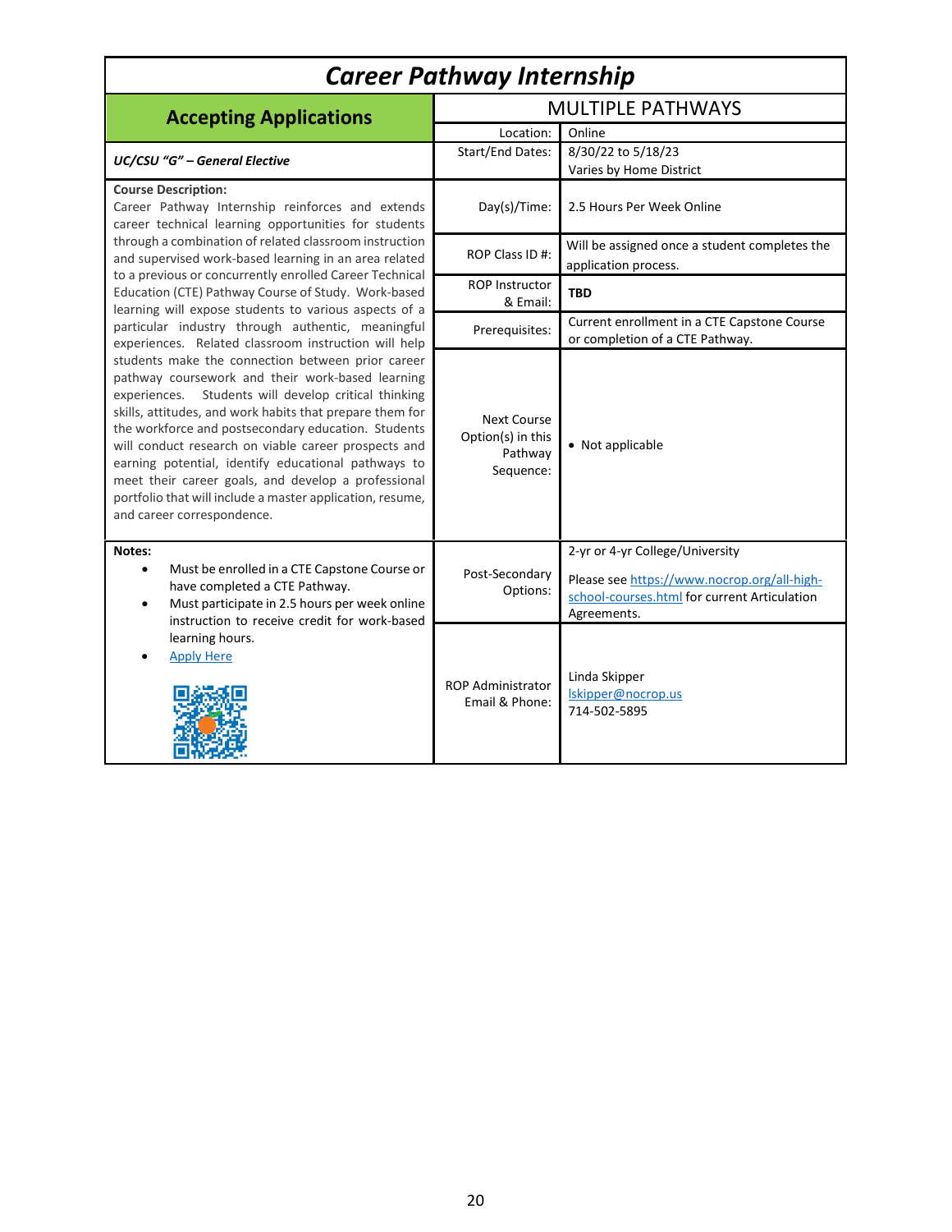# Career Pathway Internship

## Accepting Applications

***UC/CSU "G" – General Elective***

**Course Description:**
Career Pathway Internship reinforces and extends career technical learning opportunities for students through a combination of related classroom instruction and supervised work-based learning in an area related to a previous or concurrently enrolled Career Technical Education (CTE) Pathway Course of Study. Work-based learning will expose students to various aspects of a particular industry through authentic, meaningful experiences. Related classroom instruction will help students make the connection between prior career pathway coursework and their work-based learning experiences. Students will develop critical thinking skills, attitudes, and work habits that prepare them for the workforce and postsecondary education. Students will conduct research on viable career prospects and earning potential, identify educational pathways to meet their career goals, and develop a professional portfolio that will include a master application, resume, and career correspondence.

**Notes:**
- Must be enrolled in a CTE Capstone Course or have completed a CTE Pathway.
- Must participate in 2.5 hours per week online instruction to receive credit for work-based learning hours.
- Apply Here

## MULTIPLE PATHWAYS

| | |
|---|---|
| Location: | Online |
| Start/End Dates: | 8/30/22 to 5/18/23<br>Varies by Home District |
| Day(s)/Time: | 2.5 Hours Per Week Online |
| ROP Class ID #: | Will be assigned once a student completes the application process. |
| ROP Instructor & Email: | **TBD** |
| Prerequisites: | Current enrollment in a CTE Capstone Course or completion of a CTE Pathway. |
| Next Course Option(s) in this Pathway Sequence: | • Not applicable |
| Post-Secondary Options: | 2-yr or 4-yr College/University<br>Please see https://www.nocrop.org/all-high-school-courses.html for current Articulation Agreements. |
| ROP Administrator Email & Phone: | Linda Skipper<br>lskipper@nocrop.us<br>714-502-5895 |